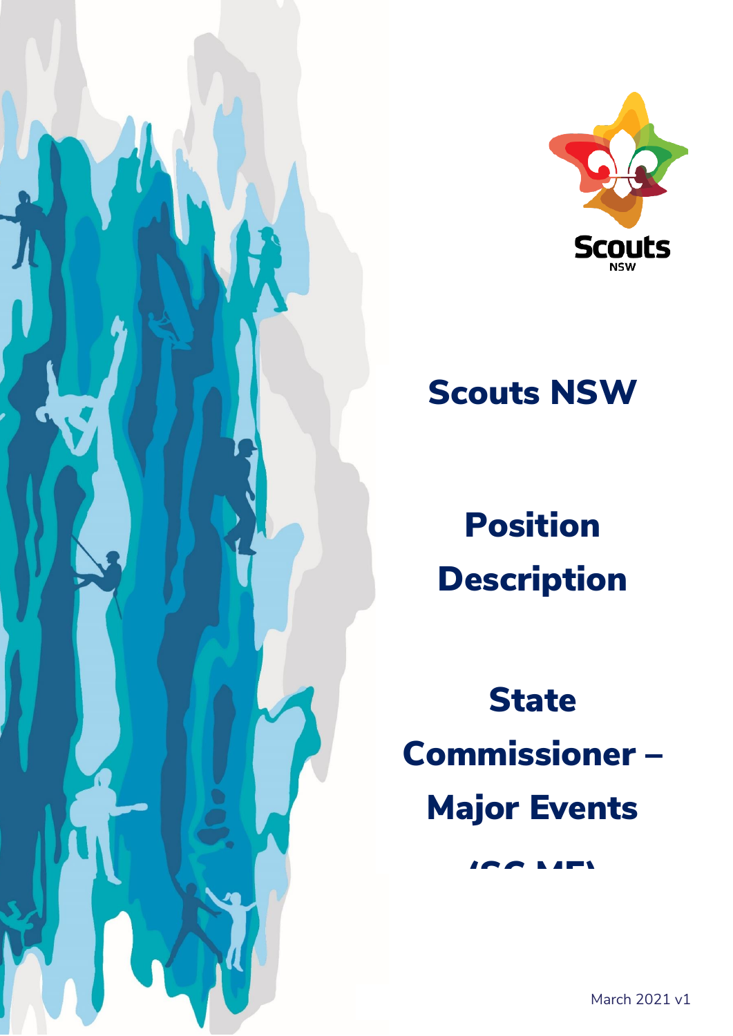Scouts NSW

# Scouts NSW

# Position Description

# State Commissioner – Major Events (SC ME)

March 2021 v1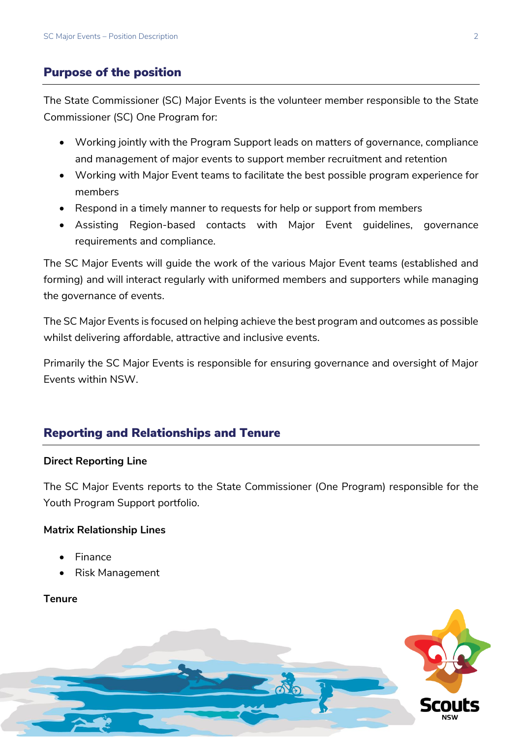## Purpose of the position

The State Commissioner (SC) Major Events is the volunteer member responsible to the State Commissioner (SC) One Program for:

- Working jointly with the Program Support leads on matters of governance, compliance and management of major events to support member recruitment and retention
- Working with Major Event teams to facilitate the best possible program experience for members
- Respond in a timely manner to requests for help or support from members
- Assisting Region-based contacts with Major Event guidelines, governance requirements and compliance.

The SC Major Events will guide the work of the various Major Event teams (established and forming) and will interact regularly with uniformed members and supporters while managing the governance of events.

The SC Major Events is focused on helping achieve the best program and outcomes as possible whilst delivering affordable, attractive and inclusive events.

Primarily the SC Major Events is responsible for ensuring governance and oversight of Major Events within NSW.

## Reporting and Relationships and Tenure

**Direct Reporting Line**

The SC Major Events reports to the State Commissioner (One Program) responsible for the Youth Program Support portfolio.

**Matrix Relationship Lines**

- Finance
- Risk Management

**Tenure**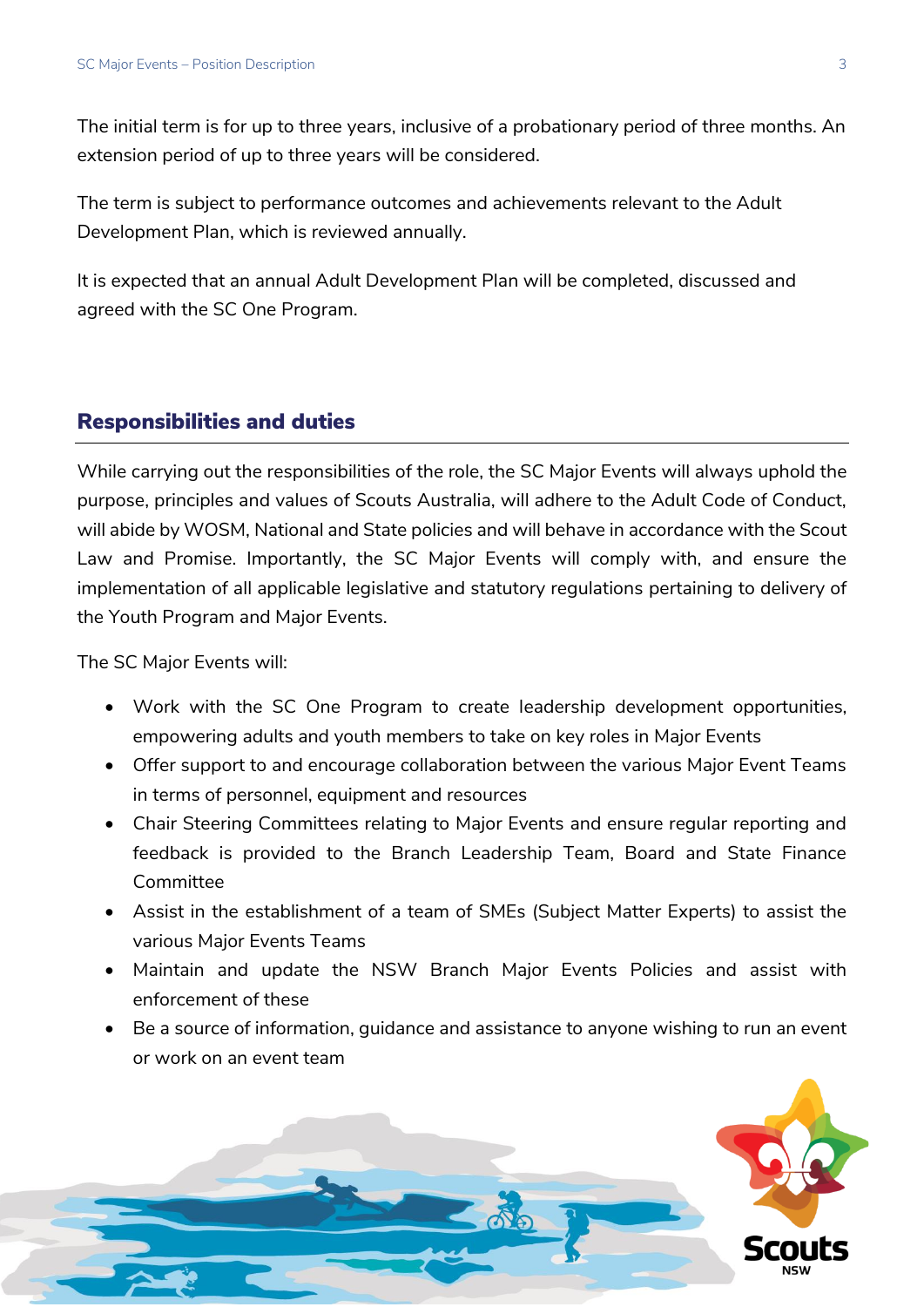The initial term is for up to three years, inclusive of a probationary period of three months. An extension period of up to three years will be considered.

The term is subject to performance outcomes and achievements relevant to the Adult Development Plan, which is reviewed annually.

It is expected that an annual Adult Development Plan will be completed, discussed and agreed with the SC One Program.

## Responsibilities and duties

While carrying out the responsibilities of the role, the SC Major Events will always uphold the purpose, principles and values of Scouts Australia, will adhere to the Adult Code of Conduct, will abide by WOSM, National and State policies and will behave in accordance with the Scout Law and Promise. Importantly, the SC Major Events will comply with, and ensure the implementation of all applicable legislative and statutory regulations pertaining to delivery of the Youth Program and Major Events.

The SC Major Events will:

- Work with the SC One Program to create leadership development opportunities, empowering adults and youth members to take on key roles in Major Events
- Offer support to and encourage collaboration between the various Major Event Teams in terms of personnel, equipment and resources
- Chair Steering Committees relating to Major Events and ensure regular reporting and feedback is provided to the Branch Leadership Team, Board and State Finance Committee
- Assist in the establishment of a team of SMEs (Subject Matter Experts) to assist the various Major Events Teams
- Maintain and update the NSW Branch Major Events Policies and assist with enforcement of these
- Be a source of information, guidance and assistance to anyone wishing to run an event or work on an event team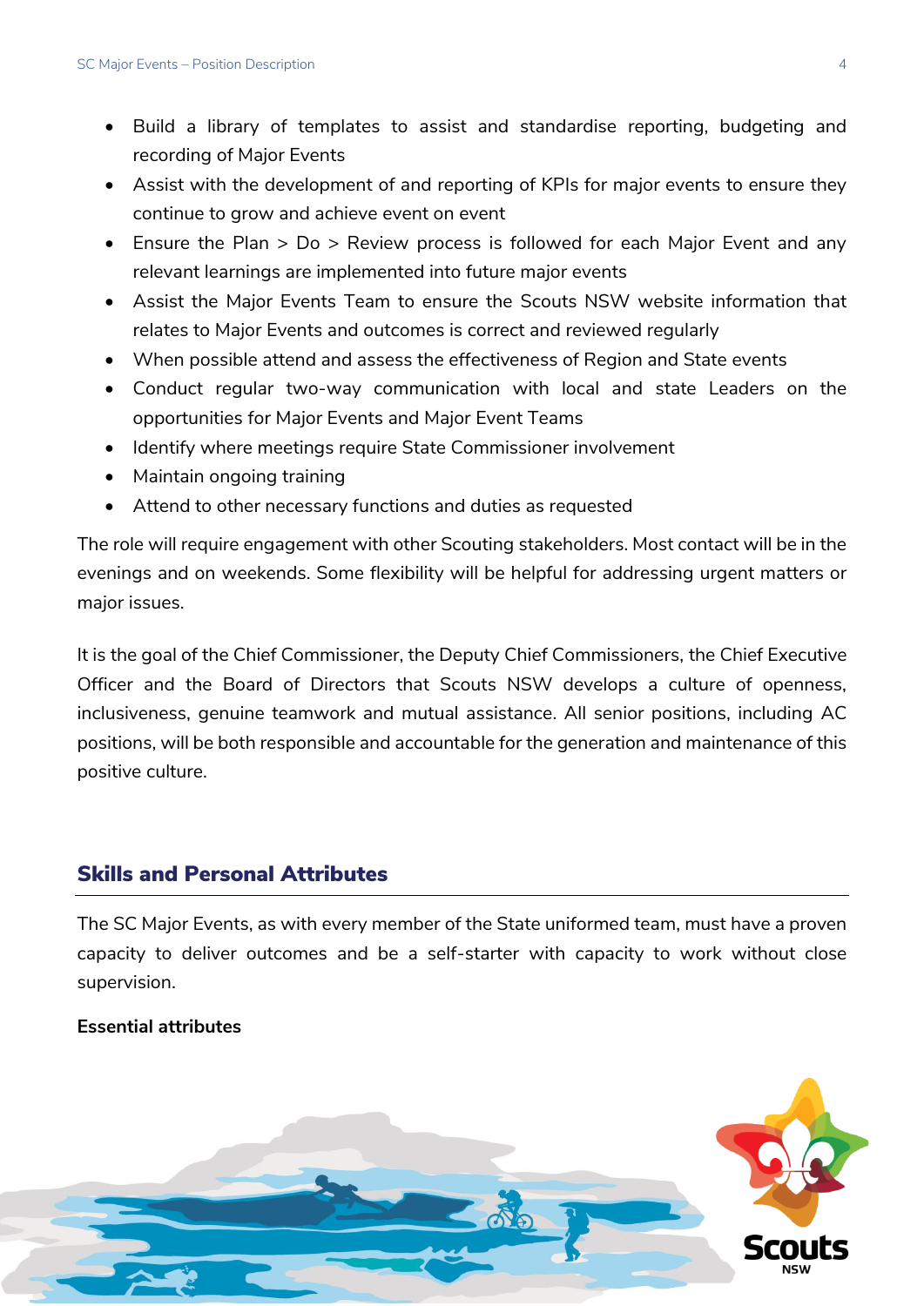- Build a library of templates to assist and standardise reporting, budgeting and recording of Major Events
- Assist with the development of and reporting of KPIs for major events to ensure they continue to grow and achieve event on event
- Ensure the Plan > Do > Review process is followed for each Major Event and any relevant learnings are implemented into future major events
- Assist the Major Events Team to ensure the Scouts NSW website information that relates to Major Events and outcomes is correct and reviewed regularly
- When possible attend and assess the effectiveness of Region and State events
- Conduct regular two-way communication with local and state Leaders on the opportunities for Major Events and Major Event Teams
- Identify where meetings require State Commissioner involvement
- Maintain ongoing training
- Attend to other necessary functions and duties as requested

The role will require engagement with other Scouting stakeholders. Most contact will be in the evenings and on weekends. Some flexibility will be helpful for addressing urgent matters or major issues.

It is the goal of the Chief Commissioner, the Deputy Chief Commissioners, the Chief Executive Officer and the Board of Directors that Scouts NSW develops a culture of openness, inclusiveness, genuine teamwork and mutual assistance. All senior positions, including AC positions, will be both responsible and accountable for the generation and maintenance of this positive culture.

## Skills and Personal Attributes

The SC Major Events, as with every member of the State uniformed team, must have a proven capacity to deliver outcomes and be a self-starter with capacity to work without close supervision.

**Essential attributes**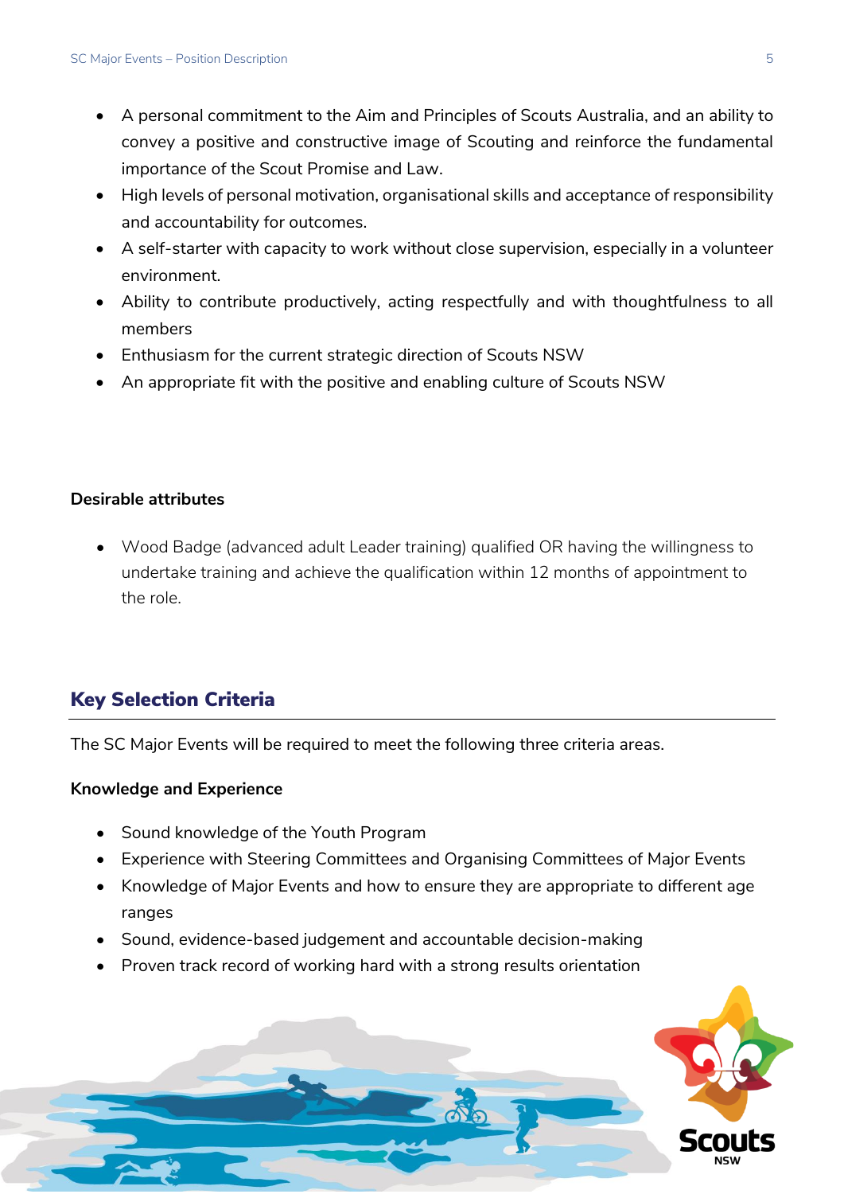- A personal commitment to the Aim and Principles of Scouts Australia, and an ability to convey a positive and constructive image of Scouting and reinforce the fundamental importance of the Scout Promise and Law.
- High levels of personal motivation, organisational skills and acceptance of responsibility and accountability for outcomes.
- A self-starter with capacity to work without close supervision, especially in a volunteer environment.
- Ability to contribute productively, acting respectfully and with thoughtfulness to all members
- Enthusiasm for the current strategic direction of Scouts NSW
- An appropriate fit with the positive and enabling culture of Scouts NSW

**Desirable attributes**

- Wood Badge (advanced adult Leader training) qualified OR having the willingness to undertake training and achieve the qualification within 12 months of appointment to the role.

## Key Selection Criteria

The SC Major Events will be required to meet the following three criteria areas.

**Knowledge and Experience**

- Sound knowledge of the Youth Program
- Experience with Steering Committees and Organising Committees of Major Events
- Knowledge of Major Events and how to ensure they are appropriate to different age ranges
- Sound, evidence-based judgement and accountable decision-making
- Proven track record of working hard with a strong results orientation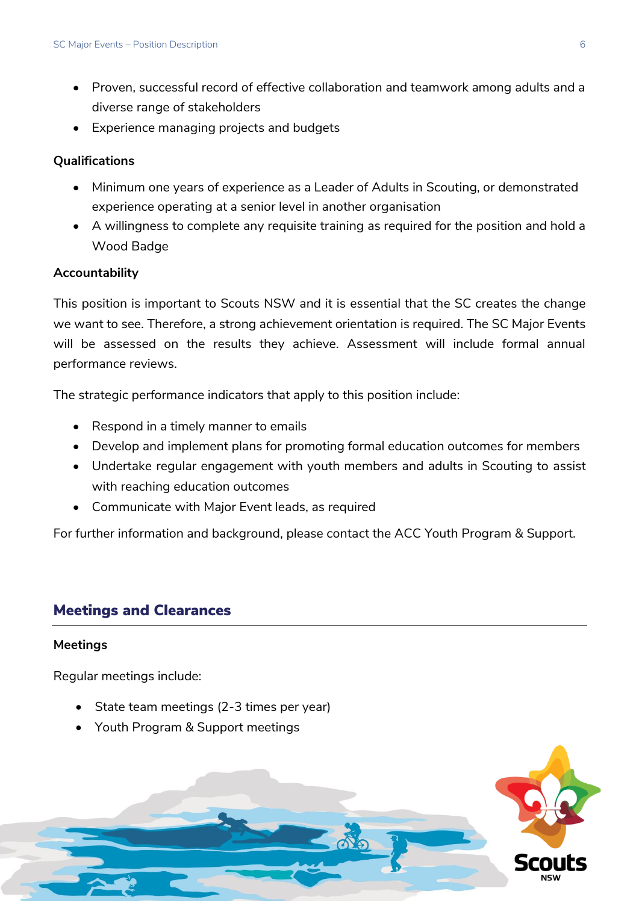- Proven, successful record of effective collaboration and teamwork among adults and a diverse range of stakeholders
- Experience managing projects and budgets

**Qualifications**

- Minimum one years of experience as a Leader of Adults in Scouting, or demonstrated experience operating at a senior level in another organisation
- A willingness to complete any requisite training as required for the position and hold a Wood Badge

**Accountability**

This position is important to Scouts NSW and it is essential that the SC creates the change we want to see. Therefore, a strong achievement orientation is required. The SC Major Events will be assessed on the results they achieve. Assessment will include formal annual performance reviews.

The strategic performance indicators that apply to this position include:

- Respond in a timely manner to emails
- Develop and implement plans for promoting formal education outcomes for members
- Undertake regular engagement with youth members and adults in Scouting to assist with reaching education outcomes
- Communicate with Major Event leads, as required

For further information and background, please contact the ACC Youth Program & Support.

## Meetings and Clearances

**Meetings**

Regular meetings include:

- State team meetings (2-3 times per year)
- Youth Program & Support meetings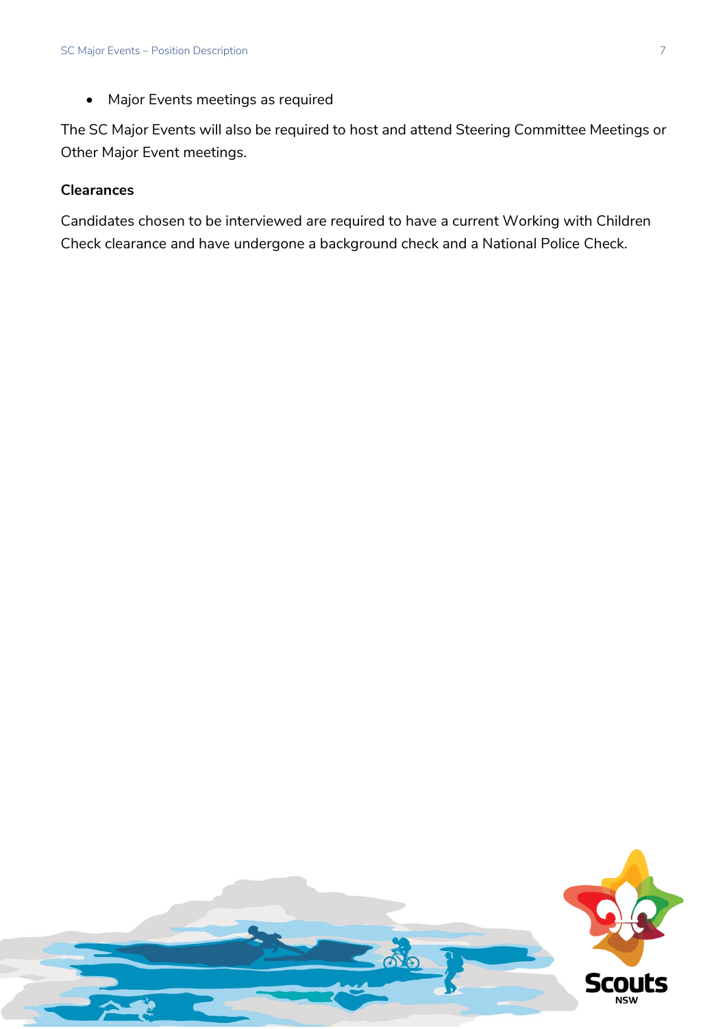- Major Events meetings as required

The SC Major Events will also be required to host and attend Steering Committee Meetings or Other Major Event meetings.

**Clearances**

Candidates chosen to be interviewed are required to have a current Working with Children Check clearance and have undergone a background check and a National Police Check.